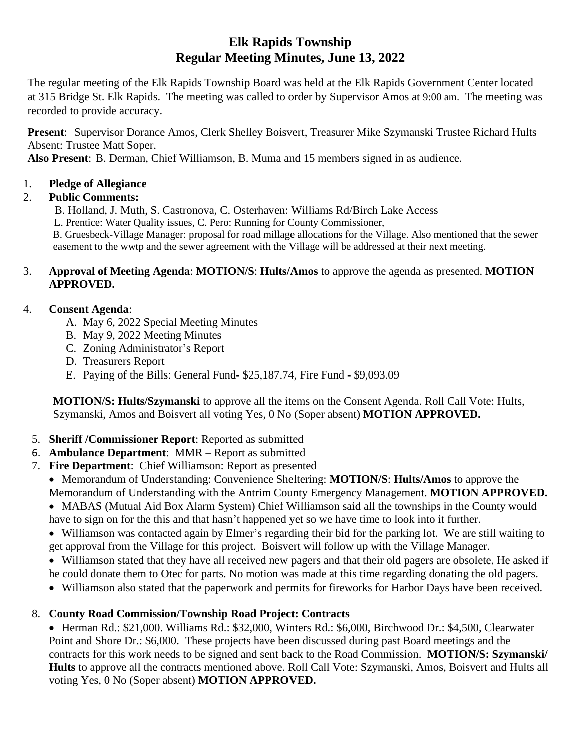# Elk Rapids Township
## Regular Meeting Minutes, June 13, 2022

The regular meeting of the Elk Rapids Township Board was held at the Elk Rapids Government Center located at 315 Bridge St. Elk Rapids. The meeting was called to order by Supervisor Amos at 9:00 am. The meeting was recorded to provide accuracy.

**Present**: Supervisor Dorance Amos, Clerk Shelley Boisvert, Treasurer Mike Szymanski Trustee Richard Hults Absent: Trustee Matt Soper.
**Also Present**: B. Derman, Chief Williamson, B. Muma and 15 members signed in as audience.

1. **Pledge of Allegiance**
2. **Public Comments:**
   B. Holland, J. Muth, S. Castronova, C. Osterhaven: Williams Rd/Birch Lake Access
   L. Prentice: Water Quality issues, C. Pero: Running for County Commissioner,
   B. Gruesbeck-Village Manager: proposal for road millage allocations for the Village. Also mentioned that the sewer easement to the wwtp and the sewer agreement with the Village will be addressed at their next meeting.
3. **Approval of Meeting Agenda**: **MOTION/S**: **Hults/Amos** to approve the agenda as presented. **MOTION APPROVED.**
4. **Consent Agenda**:
   - A. May 6, 2022 Special Meeting Minutes
   - B. May 9, 2022 Meeting Minutes
   - C. Zoning Administrator's Report
   - D. Treasurers Report
   - E. Paying of the Bills: General Fund- $25,187.74, Fire Fund - $9,093.09

   **MOTION/S: Hults/Szymanski** to approve all the items on the Consent Agenda. Roll Call Vote: Hults, Szymanski, Amos and Boisvert all voting Yes, 0 No (Soper absent) **MOTION APPROVED.**
5. **Sheriff /Commissioner Report**: Reported as submitted
6. **Ambulance Department**: MMR – Report as submitted
7. **Fire Department**: Chief Williamson: Report as presented
   - Memorandum of Understanding: Convenience Sheltering: **MOTION/S**: **Hults/Amos** to approve the Memorandum of Understanding with the Antrim County Emergency Management. **MOTION APPROVED.**
   - MABAS (Mutual Aid Box Alarm System) Chief Williamson said all the townships in the County would have to sign on for the this and that hasn't happened yet so we have time to look into it further.
   - Williamson was contacted again by Elmer's regarding their bid for the parking lot. We are still waiting to get approval from the Village for this project. Boisvert will follow up with the Village Manager.
   - Williamson stated that they have all received new pagers and that their old pagers are obsolete. He asked if he could donate them to Otec for parts. No motion was made at this time regarding donating the old pagers.
   - Williamson also stated that the paperwork and permits for fireworks for Harbor Days have been received.
8. **County Road Commission/Township Road Project: Contracts**
   - Herman Rd.: $21,000. Williams Rd.: $32,000, Winters Rd.: $6,000, Birchwood Dr.: $4,500, Clearwater Point and Shore Dr.: $6,000. These projects have been discussed during past Board meetings and the contracts for this work needs to be signed and sent back to the Road Commission. **MOTION/S: Szymanski/ Hults** to approve all the contracts mentioned above. Roll Call Vote: Szymanski, Amos, Boisvert and Hults all voting Yes, 0 No (Soper absent) **MOTION APPROVED.**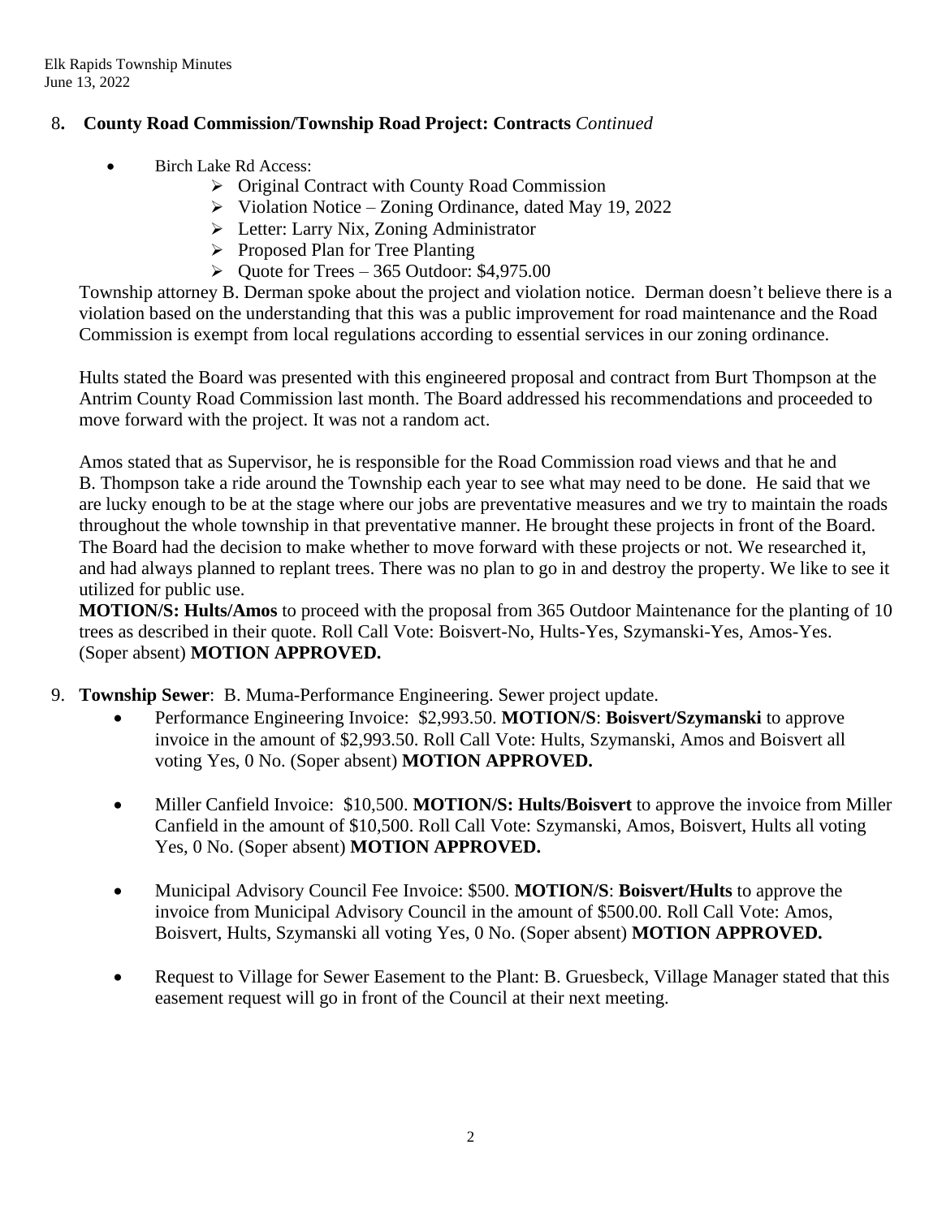8. **County Road Commission/Township Road Project: Contracts** *Continued*

- Birch Lake Rd Access:
  - Original Contract with County Road Commission
  - Violation Notice – Zoning Ordinance, dated May 19, 2022
  - Letter: Larry Nix, Zoning Administrator
  - Proposed Plan for Tree Planting
  - Quote for Trees – 365 Outdoor: $4,975.00

Township attorney B. Derman spoke about the project and violation notice. Derman doesn't believe there is a violation based on the understanding that this was a public improvement for road maintenance and the Road Commission is exempt from local regulations according to essential services in our zoning ordinance.

Hults stated the Board was presented with this engineered proposal and contract from Burt Thompson at the Antrim County Road Commission last month. The Board addressed his recommendations and proceeded to move forward with the project. It was not a random act.

Amos stated that as Supervisor, he is responsible for the Road Commission road views and that he and B. Thompson take a ride around the Township each year to see what may need to be done. He said that we are lucky enough to be at the stage where our jobs are preventative measures and we try to maintain the roads throughout the whole township in that preventative manner. He brought these projects in front of the Board. The Board had the decision to make whether to move forward with these projects or not. We researched it, and had always planned to replant trees. There was no plan to go in and destroy the property. We like to see it utilized for public use.

**MOTION/S: Hults/Amos** to proceed with the proposal from 365 Outdoor Maintenance for the planting of 10 trees as described in their quote. Roll Call Vote: Boisvert-No, Hults-Yes, Szymanski-Yes, Amos-Yes. (Soper absent) **MOTION APPROVED.**

9. **Township Sewer**: B. Muma-Performance Engineering. Sewer project update.

- Performance Engineering Invoice: $2,993.50. **MOTION/S**: **Boisvert/Szymanski** to approve invoice in the amount of $2,993.50. Roll Call Vote: Hults, Szymanski, Amos and Boisvert all voting Yes, 0 No. (Soper absent) **MOTION APPROVED.**

- Miller Canfield Invoice: $10,500. **MOTION/S: Hults/Boisvert** to approve the invoice from Miller Canfield in the amount of $10,500. Roll Call Vote: Szymanski, Amos, Boisvert, Hults all voting Yes, 0 No. (Soper absent) **MOTION APPROVED.**

- Municipal Advisory Council Fee Invoice: $500. **MOTION/S**: **Boisvert/Hults** to approve the invoice from Municipal Advisory Council in the amount of $500.00. Roll Call Vote: Amos, Boisvert, Hults, Szymanski all voting Yes, 0 No. (Soper absent) **MOTION APPROVED.**

- Request to Village for Sewer Easement to the Plant: B. Gruesbeck, Village Manager stated that this easement request will go in front of the Council at their next meeting.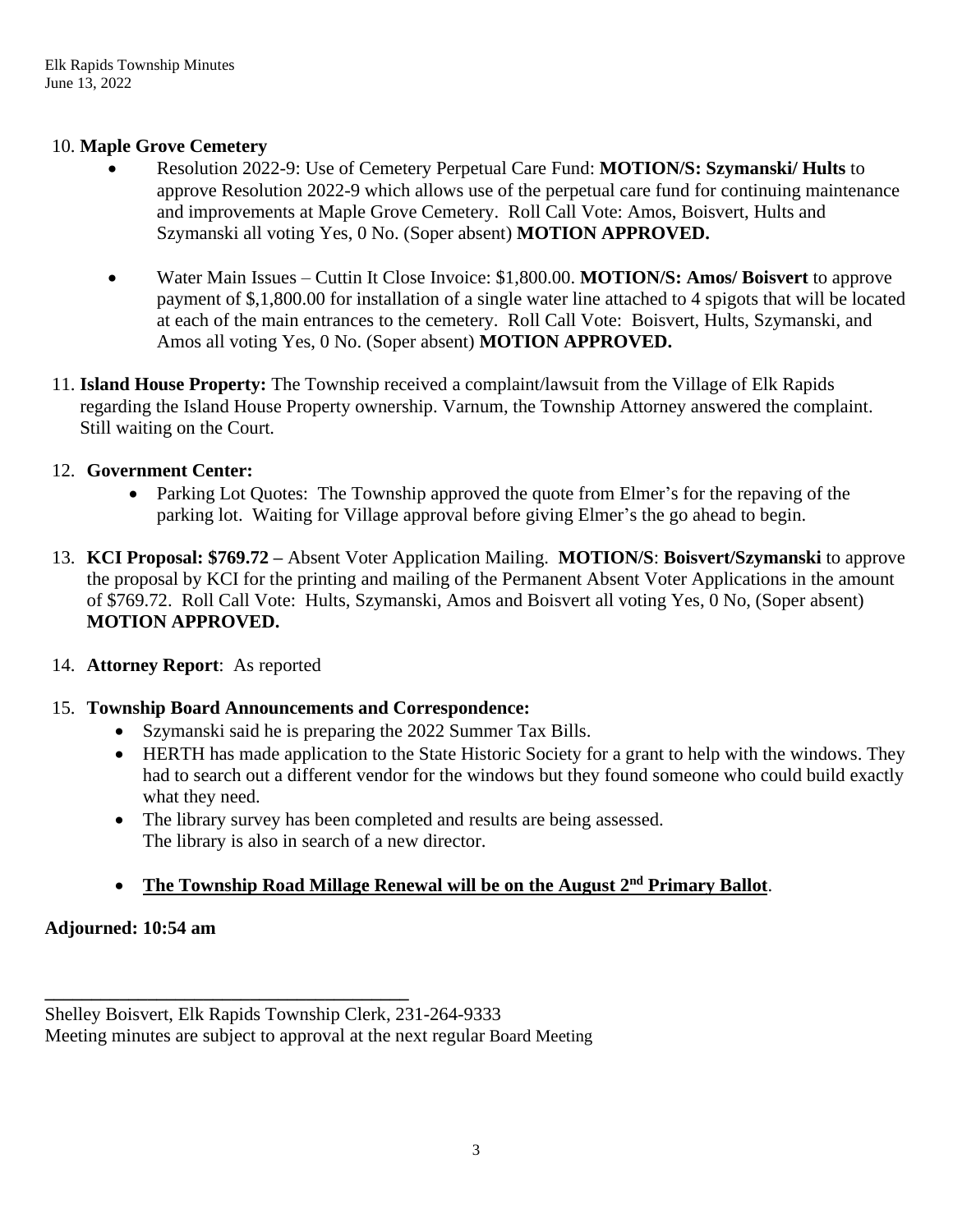10. **Maple Grove Cemetery**
    - Resolution 2022-9: Use of Cemetery Perpetual Care Fund: **MOTION/S: Szymanski/ Hults** to approve Resolution 2022-9 which allows use of the perpetual care fund for continuing maintenance and improvements at Maple Grove Cemetery. Roll Call Vote: Amos, Boisvert, Hults and Szymanski all voting Yes, 0 No. (Soper absent) **MOTION APPROVED.**
    - Water Main Issues – Cuttin It Close Invoice: $1,800.00. **MOTION/S: Amos/ Boisvert** to approve payment of $,1,800.00 for installation of a single water line attached to 4 spigots that will be located at each of the main entrances to the cemetery. Roll Call Vote: Boisvert, Hults, Szymanski, and Amos all voting Yes, 0 No. (Soper absent) **MOTION APPROVED.**

11. **Island House Property:** The Township received a complaint/lawsuit from the Village of Elk Rapids regarding the Island House Property ownership. Varnum, the Township Attorney answered the complaint. Still waiting on the Court.

12. **Government Center:**
    - Parking Lot Quotes: The Township approved the quote from Elmer's for the repaving of the parking lot. Waiting for Village approval before giving Elmer's the go ahead to begin.

13. **KCI Proposal: $769.72 –** Absent Voter Application Mailing. **MOTION/S**: **Boisvert/Szymanski** to approve the proposal by KCI for the printing and mailing of the Permanent Absent Voter Applications in the amount of $769.72. Roll Call Vote: Hults, Szymanski, Amos and Boisvert all voting Yes, 0 No, (Soper absent) **MOTION APPROVED.**

14. **Attorney Report**: As reported

15. **Township Board Announcements and Correspondence:**
    - Szymanski said he is preparing the 2022 Summer Tax Bills.
    - HERTH has made application to the State Historic Society for a grant to help with the windows. They had to search out a different vendor for the windows but they found someone who could build exactly what they need.
    - The library survey has been completed and results are being assessed.
      The library is also in search of a new director.
    - **The Township Road Millage Renewal will be on the August 2nd Primary Ballot**.

**Adjourned: 10:54 am**

\_\_\_\_\_\_\_\_\_\_\_\_\_\_\_\_\_\_\_\_\_\_\_\_\_\_\_\_\_\_\_\_\_\_\_\_\_\_\_\_

Shelley Boisvert, Elk Rapids Township Clerk, 231-264-9333
Meeting minutes are subject to approval at the next regular Board Meeting